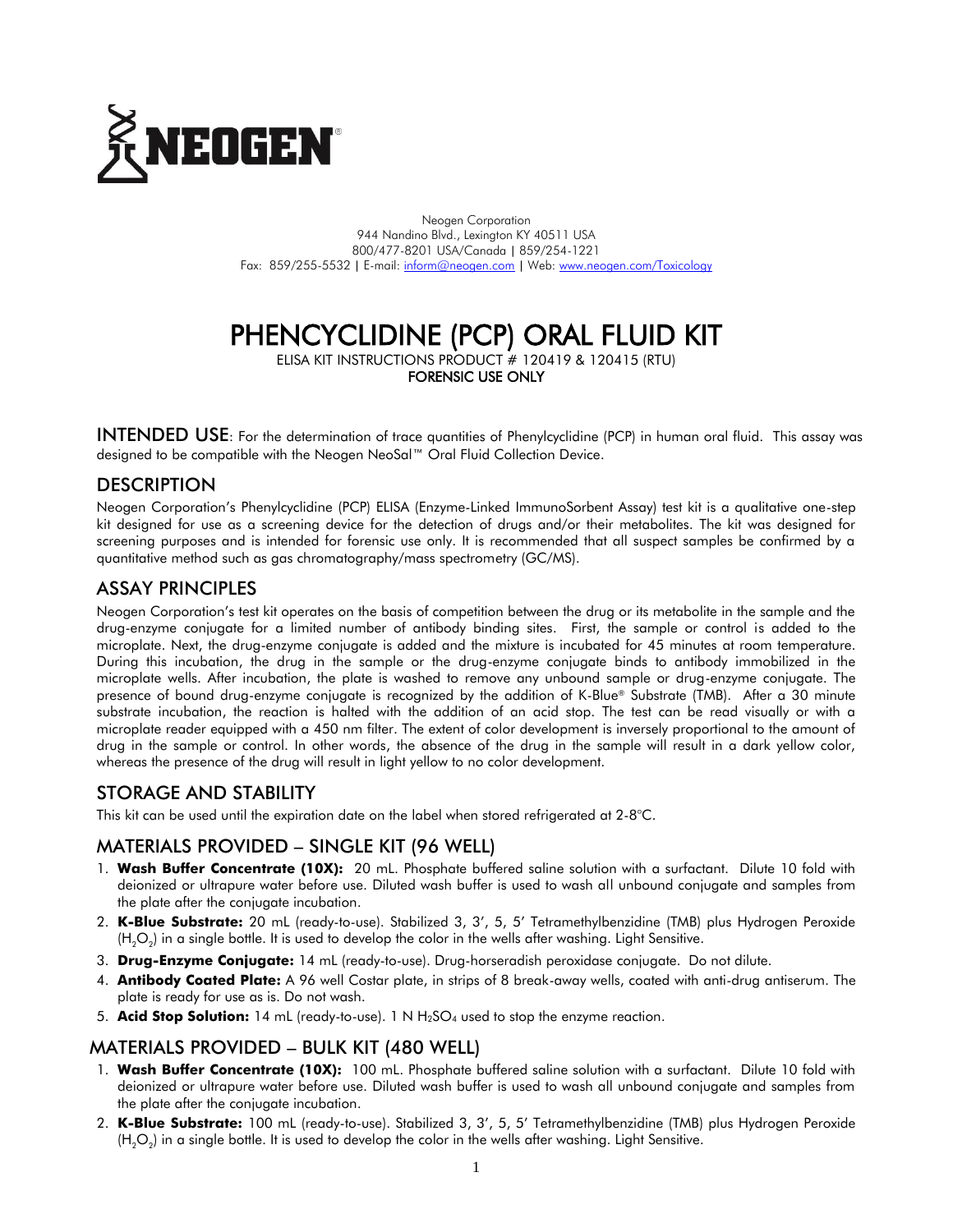Neogen Corporation
944 Nandino Blvd., Lexington KY 40511 USA
800/477-8201 USA/Canada | 859/254-1221
Fax: 859/255-5532 | E-mail: inform@neogen.com | Web: www.neogen.com/Toxicology

# PHENCYCLIDINE (PCP) ORAL FLUID KIT

ELISA KIT INSTRUCTIONS PRODUCT # 120419 & 120415 (RTU)
**FORENSIC USE ONLY**

**INTENDED USE**: For the determination of trace quantities of Phenylcyclidine (PCP) in human oral fluid. This assay was designed to be compatible with the Neogen NeoSal™ Oral Fluid Collection Device.

## DESCRIPTION

Neogen Corporation's Phenylcyclidine (PCP) ELISA (Enzyme-Linked ImmunoSorbent Assay) test kit is a qualitative one-step kit designed for use as a screening device for the detection of drugs and/or their metabolites. The kit was designed for screening purposes and is intended for forensic use only. It is recommended that all suspect samples be confirmed by a quantitative method such as gas chromatography/mass spectrometry (GC/MS).

## ASSAY PRINCIPLES

Neogen Corporation's test kit operates on the basis of competition between the drug or its metabolite in the sample and the drug-enzyme conjugate for a limited number of antibody binding sites. First, the sample or control is added to the microplate. Next, the drug-enzyme conjugate is added and the mixture is incubated for 45 minutes at room temperature. During this incubation, the drug in the sample or the drug-enzyme conjugate binds to antibody immobilized in the microplate wells. After incubation, the plate is washed to remove any unbound sample or drug-enzyme conjugate. The presence of bound drug-enzyme conjugate is recognized by the addition of K-Blue® Substrate (TMB). After a 30 minute substrate incubation, the reaction is halted with the addition of an acid stop. The test can be read visually or with a microplate reader equipped with a 450 nm filter. The extent of color development is inversely proportional to the amount of drug in the sample or control. In other words, the absence of the drug in the sample will result in a dark yellow color, whereas the presence of the drug will result in light yellow to no color development.

## STORAGE AND STABILITY

This kit can be used until the expiration date on the label when stored refrigerated at 2-8°C.

## MATERIALS PROVIDED – SINGLE KIT (96 WELL)

1. **Wash Buffer Concentrate (10X):** 20 mL. Phosphate buffered saline solution with a surfactant. Dilute 10 fold with deionized or ultrapure water before use. Diluted wash buffer is used to wash all unbound conjugate and samples from the plate after the conjugate incubation.
2. **K-Blue Substrate:** 20 mL (ready-to-use). Stabilized 3, 3', 5, 5' Tetramethylbenzidine (TMB) plus Hydrogen Peroxide ($H_2O_2$) in a single bottle. It is used to develop the color in the wells after washing. Light Sensitive.
3. **Drug-Enzyme Conjugate:** 14 mL (ready-to-use). Drug-horseradish peroxidase conjugate. Do not dilute.
4. **Antibody Coated Plate:** A 96 well Costar plate, in strips of 8 break-away wells, coated with anti-drug antiserum. The plate is ready for use as is. Do not wash.
5. **Acid Stop Solution:** 14 mL (ready-to-use). 1 N $H_2SO_4$ used to stop the enzyme reaction.

## MATERIALS PROVIDED – BULK KIT (480 WELL)

1. **Wash Buffer Concentrate (10X):** 100 mL. Phosphate buffered saline solution with a surfactant. Dilute 10 fold with deionized or ultrapure water before use. Diluted wash buffer is used to wash all unbound conjugate and samples from the plate after the conjugate incubation.
2. **K-Blue Substrate:** 100 mL (ready-to-use). Stabilized 3, 3', 5, 5' Tetramethylbenzidine (TMB) plus Hydrogen Peroxide ($H_2O_2$) in a single bottle. It is used to develop the color in the wells after washing. Light Sensitive.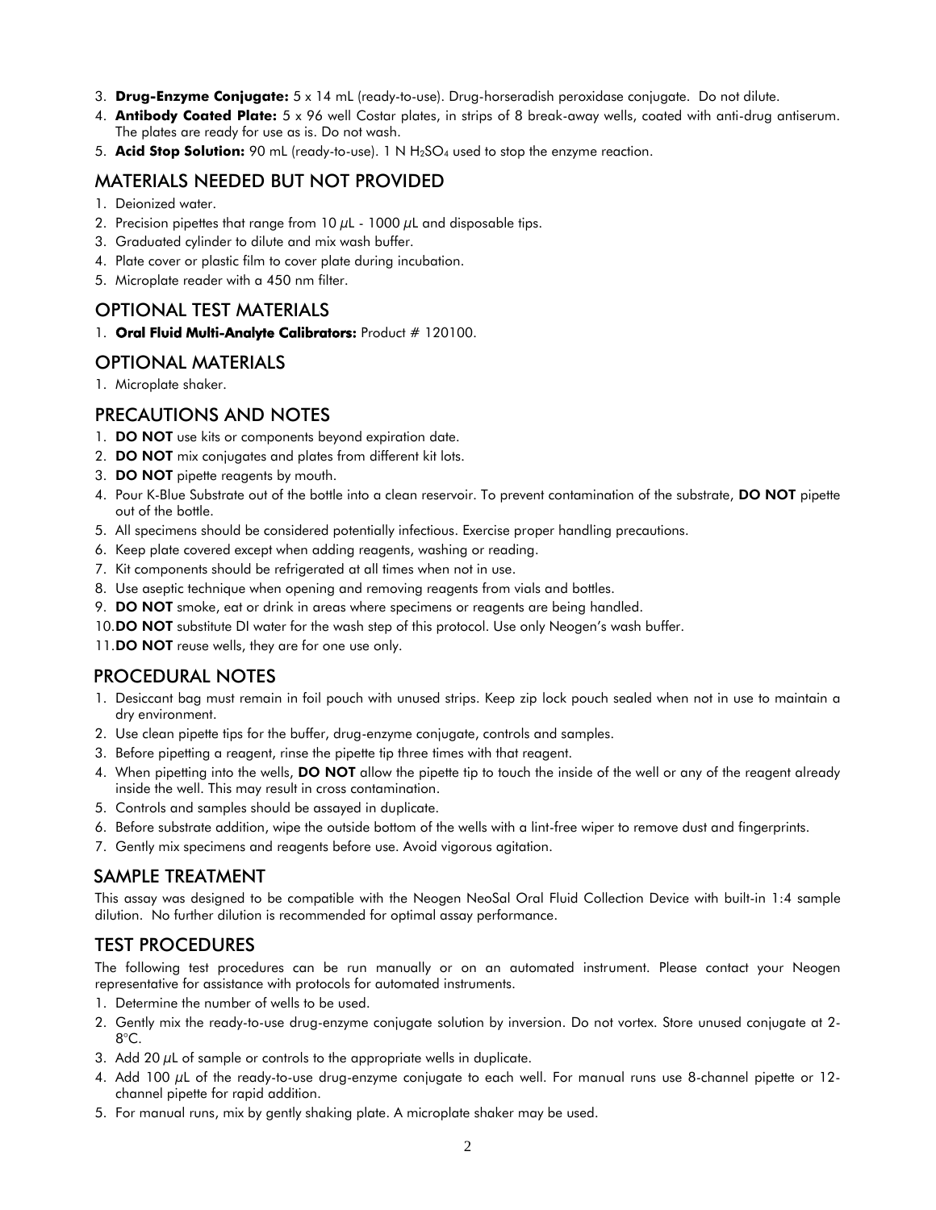3. **Drug-Enzyme Conjugate:** 5 x 14 mL (ready-to-use). Drug-horseradish peroxidase conjugate. Do not dilute.
4. **Antibody Coated Plate:** 5 x 96 well Costar plates, in strips of 8 break-away wells, coated with anti-drug antiserum. The plates are ready for use as is. Do not wash.
5. **Acid Stop Solution:** 90 mL (ready-to-use). 1 N $H_2SO_4$ used to stop the enzyme reaction.

## MATERIALS NEEDED BUT NOT PROVIDED

1. Deionized water.
2. Precision pipettes that range from 10 $\mu$L - 1000 $\mu$L and disposable tips.
3. Graduated cylinder to dilute and mix wash buffer.
4. Plate cover or plastic film to cover plate during incubation.
5. Microplate reader with a 450 nm filter.

## OPTIONAL TEST MATERIALS

1. **Oral Fluid Multi-Analyte Calibrators:** Product # 120100.

## OPTIONAL MATERIALS

1. Microplate shaker.

## PRECAUTIONS AND NOTES

1. **DO NOT** use kits or components beyond expiration date.
2. **DO NOT** mix conjugates and plates from different kit lots.
3. **DO NOT** pipette reagents by mouth.
4. Pour K-Blue Substrate out of the bottle into a clean reservoir. To prevent contamination of the substrate, **DO NOT** pipette out of the bottle.
5. All specimens should be considered potentially infectious. Exercise proper handling precautions.
6. Keep plate covered except when adding reagents, washing or reading.
7. Kit components should be refrigerated at all times when not in use.
8. Use aseptic technique when opening and removing reagents from vials and bottles.
9. **DO NOT** smoke, eat or drink in areas where specimens or reagents are being handled.
10. **DO NOT** substitute DI water for the wash step of this protocol. Use only Neogen's wash buffer.
11. **DO NOT** reuse wells, they are for one use only.

## PROCEDURAL NOTES

1. Desiccant bag must remain in foil pouch with unused strips. Keep zip lock pouch sealed when not in use to maintain a dry environment.
2. Use clean pipette tips for the buffer, drug-enzyme conjugate, controls and samples.
3. Before pipetting a reagent, rinse the pipette tip three times with that reagent.
4. When pipetting into the wells, **DO NOT** allow the pipette tip to touch the inside of the well or any of the reagent already inside the well. This may result in cross contamination.
5. Controls and samples should be assayed in duplicate.
6. Before substrate addition, wipe the outside bottom of the wells with a lint-free wiper to remove dust and fingerprints.
7. Gently mix specimens and reagents before use. Avoid vigorous agitation.

## SAMPLE TREATMENT

This assay was designed to be compatible with the Neogen NeoSal Oral Fluid Collection Device with built-in 1:4 sample dilution. No further dilution is recommended for optimal assay performance.

## TEST PROCEDURES

The following test procedures can be run manually or on an automated instrument. Please contact your Neogen representative for assistance with protocols for automated instruments.

1. Determine the number of wells to be used.
2. Gently mix the ready-to-use drug-enzyme conjugate solution by inversion. Do not vortex. Store unused conjugate at 2-8°C.
3. Add 20 $\mu$L of sample or controls to the appropriate wells in duplicate.
4. Add 100 $\mu$L of the ready-to-use drug-enzyme conjugate to each well. For manual runs use 8-channel pipette or 12-channel pipette for rapid addition.
5. For manual runs, mix by gently shaking plate. A microplate shaker may be used.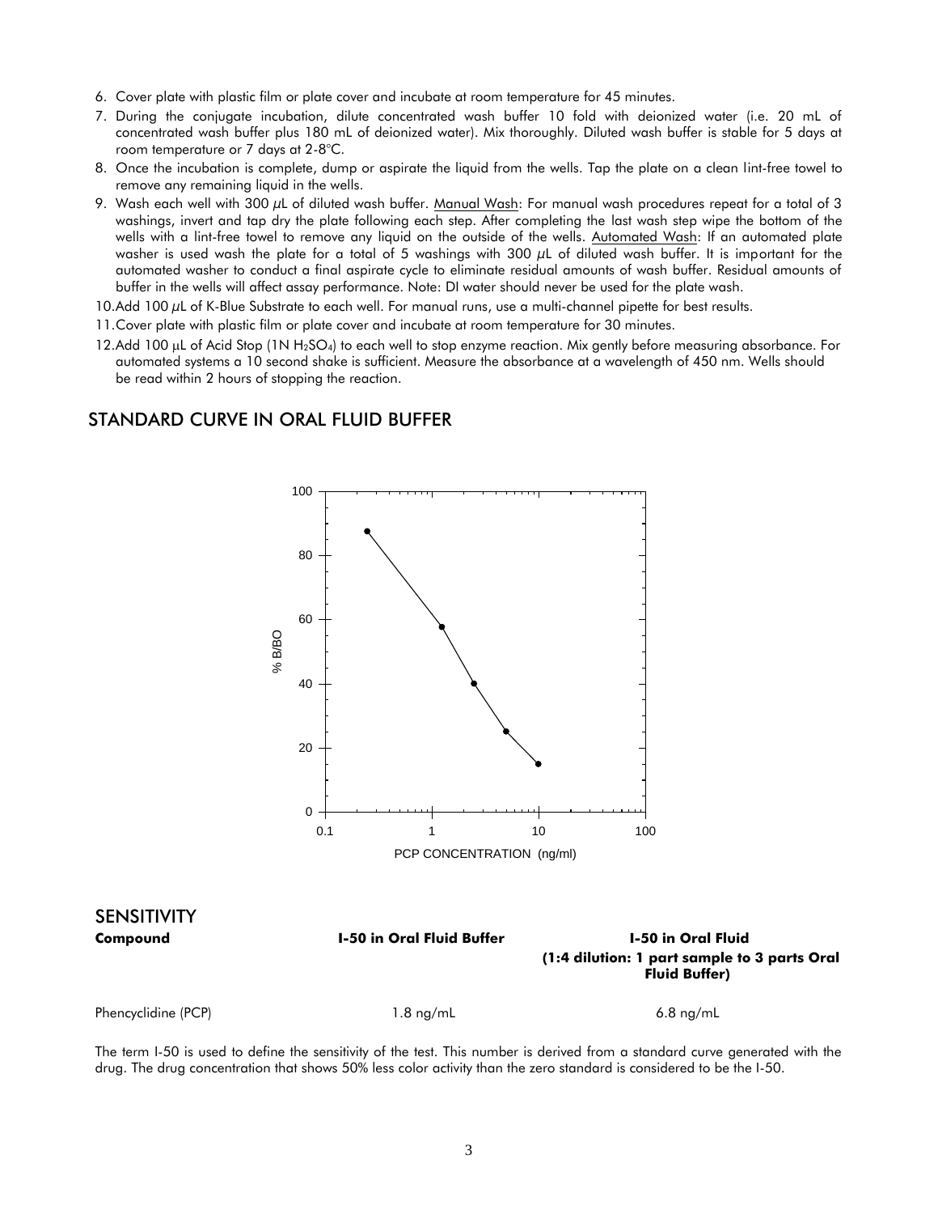6. Cover plate with plastic film or plate cover and incubate at room temperature for 45 minutes.
7. During the conjugate incubation, dilute concentrated wash buffer 10 fold with deionized water (i.e. 20 mL of concentrated wash buffer plus 180 mL of deionized water). Mix thoroughly. Diluted wash buffer is stable for 5 days at room temperature or 7 days at 2-8°C.
8. Once the incubation is complete, dump or aspirate the liquid from the wells. Tap the plate on a clean lint-free towel to remove any remaining liquid in the wells.
9. Wash each well with 300 µL of diluted wash buffer. Manual Wash: For manual wash procedures repeat for a total of 3 washings, invert and tap dry the plate following each step. After completing the last wash step wipe the bottom of the wells with a lint-free towel to remove any liquid on the outside of the wells. Automated Wash: If an automated plate washer is used wash the plate for a total of 5 washings with 300 µL of diluted wash buffer. It is important for the automated washer to conduct a final aspirate cycle to eliminate residual amounts of wash buffer. Residual amounts of buffer in the wells will affect assay performance. Note: DI water should never be used for the plate wash.
10. Add 100 µL of K-Blue Substrate to each well. For manual runs, use a multi-channel pipette for best results.
11. Cover plate with plastic film or plate cover and incubate at room temperature for 30 minutes.
12. Add 100 µL of Acid Stop (1N $H_2SO_4$) to each well to stop enzyme reaction. Mix gently before measuring absorbance. For automated systems a 10 second shake is sufficient. Measure the absorbance at a wavelength of 450 nm. Wells should be read within 2 hours of stopping the reaction.

## STANDARD CURVE IN ORAL FLUID BUFFER

## SENSITIVITY

| Compound | I-50 in Oral Fluid Buffer | I-50 in Oral Fluid (1:4 dilution: 1 part sample to 3 parts Oral Fluid Buffer) |
|---|---|---|
| Phencyclidine (PCP) | 1.8 ng/mL | 6.8 ng/mL |

The term I-50 is used to define the sensitivity of the test. This number is derived from a standard curve generated with the drug. The drug concentration that shows 50% less color activity than the zero standard is considered to be the I-50.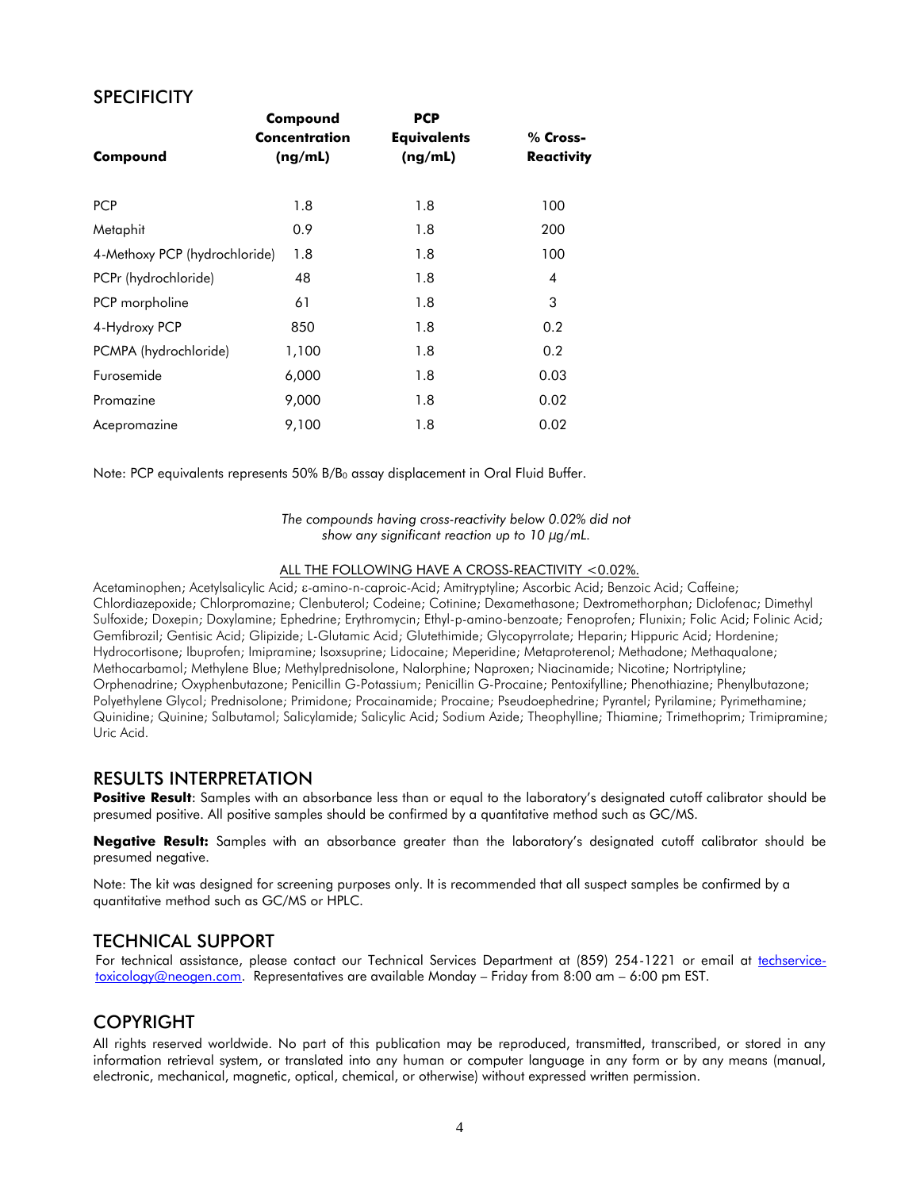## SPECIFICITY

| Compound | Compound Concentration (ng/mL) | PCP Equivalents (ng/mL) | % Cross-Reactivity |
|---|---|---|---|
| PCP | 1.8 | 1.8 | 100 |
| Metaphit | 0.9 | 1.8 | 200 |
| 4-Methoxy PCP (hydrochloride) | 1.8 | 1.8 | 100 |
| PCPr (hydrochloride) | 48 | 1.8 | 4 |
| PCP morpholine | 61 | 1.8 | 3 |
| 4-Hydroxy PCP | 850 | 1.8 | 0.2 |
| PCMPA (hydrochloride) | 1,100 | 1.8 | 0.2 |
| Furosemide | 6,000 | 1.8 | 0.03 |
| Promazine | 9,000 | 1.8 | 0.02 |
| Acepromazine | 9,100 | 1.8 | 0.02 |

Note: PCP equivalents represents 50% $B/B_0$ assay displacement in Oral Fluid Buffer.

*The compounds having cross-reactivity below 0.02% did not show any significant reaction up to 10 µg/mL.*

ALL THE FOLLOWING HAVE A CROSS-REACTIVITY <0.02%.

Acetaminophen; Acetylsalicylic Acid; ε-amino-n-caproic-Acid; Amitryptyline; Ascorbic Acid; Benzoic Acid; Caffeine; Chlordiazepoxide; Chlorpromazine; Clenbuterol; Codeine; Cotinine; Dexamethasone; Dextromethorphan; Diclofenac; Dimethyl Sulfoxide; Doxepin; Doxylamine; Ephedrine; Erythromycin; Ethyl-p-amino-benzoate; Fenoprofen; Flunixin; Folic Acid; Folinic Acid; Gemfibrozil; Gentisic Acid; Glipizide; L-Glutamic Acid; Glutethimide; Glycopyrrolate; Heparin; Hippuric Acid; Hordenine; Hydrocortisone; Ibuprofen; Imipramine; Isoxsuprine; Lidocaine; Meperidine; Metaproterenol; Methadone; Methaqualone; Methocarbamol; Methylene Blue; Methylprednisolone, Nalorphine; Naproxen; Niacinamide; Nicotine; Nortriptyline; Orphenadrine; Oxyphenbutazone; Penicillin G-Potassium; Penicillin G-Procaine; Pentoxifylline; Phenothiazine; Phenylbutazone; Polyethylene Glycol; Prednisolone; Primidone; Procainamide; Procaine; Pseudoephedrine; Pyrantel; Pyrilamine; Pyrimethamine; Quinidine; Quinine; Salbutamol; Salicylamide; Salicylic Acid; Sodium Azide; Theophylline; Thiamine; Trimethoprim; Trimipramine; Uric Acid.

## RESULTS INTERPRETATION

**Positive Result**: Samples with an absorbance less than or equal to the laboratory's designated cutoff calibrator should be presumed positive. All positive samples should be confirmed by a quantitative method such as GC/MS.

**Negative Result:** Samples with an absorbance greater than the laboratory's designated cutoff calibrator should be presumed negative.

Note: The kit was designed for screening purposes only. It is recommended that all suspect samples be confirmed by a quantitative method such as GC/MS or HPLC.

## TECHNICAL SUPPORT

For technical assistance, please contact our Technical Services Department at (859) 254-1221 or email at techservice-toxicology@neogen.com. Representatives are available Monday – Friday from 8:00 am – 6:00 pm EST.

## COPYRIGHT

All rights reserved worldwide. No part of this publication may be reproduced, transmitted, transcribed, or stored in any information retrieval system, or translated into any human or computer language in any form or by any means (manual, electronic, mechanical, magnetic, optical, chemical, or otherwise) without expressed written permission.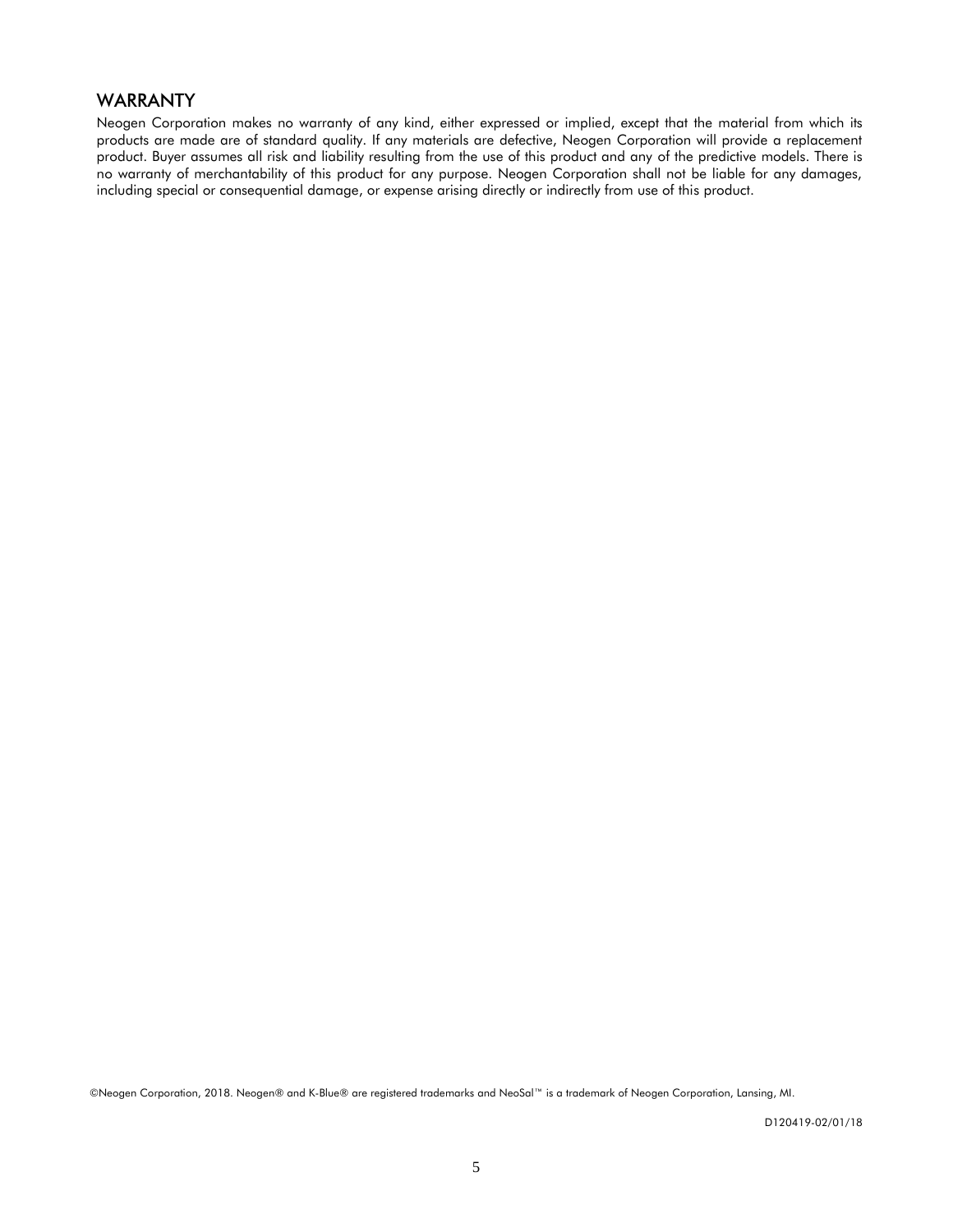## WARRANTY

Neogen Corporation makes no warranty of any kind, either expressed or implied, except that the material from which its products are made are of standard quality. If any materials are defective, Neogen Corporation will provide a replacement product. Buyer assumes all risk and liability resulting from the use of this product and any of the predictive models. There is no warranty of merchantability of this product for any purpose. Neogen Corporation shall not be liable for any damages, including special or consequential damage, or expense arising directly or indirectly from use of this product.

©Neogen Corporation, 2018. Neogen® and K-Blue® are registered trademarks and NeoSal™ is a trademark of Neogen Corporation, Lansing, MI.

D120419-02/01/18